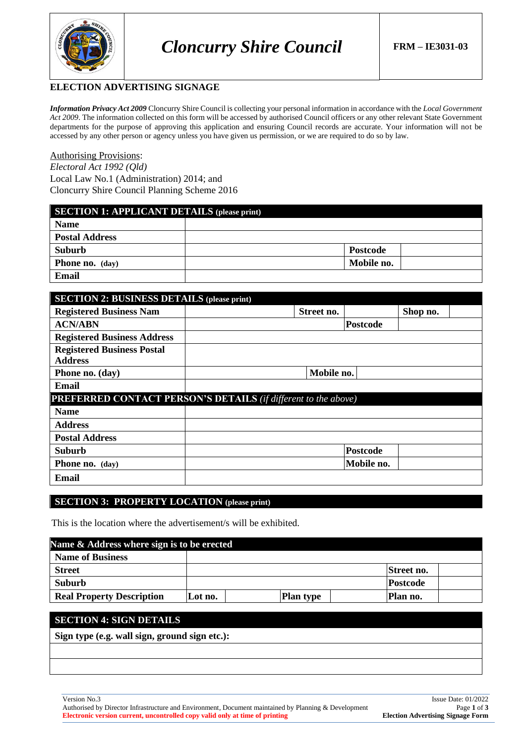# Cloncurry Shire Council

**FRM – IE3031-03**

## ELECTION ADVERTISING SIGNAGE

***Information Privacy Act 2009*** Cloncurry Shire Council is collecting your personal information in accordance with the *Local Government Act 2009*. The information collected on this form will be accessed by authorised Council officers or any other relevant State Government departments for the purpose of approving this application and ensuring Council records are accurate. Your information will not be accessed by any other person or agency unless you have given us permission, or we are required to do so by law.

Authorising Provisions:
*Electoral Act 1992 (Qld)*
Local Law No.1 (Administration) 2014; and
Cloncurry Shire Council Planning Scheme 2016

| **SECTION 1: APPLICANT DETAILS** (please print) | | | |
|---|---|---|---|
| **Name** | | | |
| **Postal Address** | | | |
| **Suburb** | | **Postcode** | |
| **Phone no.** (day) | | **Mobile no.** | |
| **Email** | | | |

| **SECTION 2: BUSINESS DETAILS** (please print) | | | | | |
|---|---|---|---|---|---|
| **Registered Business Nam** | | **Street no.** | | **Shop no.** | |
| **ACN/ABN** | | | **Postcode** | | |
| **Registered Business Address** | | | | | |
| **Registered Business Postal Address** | | | | | |
| **Phone no. (day)** | | **Mobile no.** | | | |
| **Email** | | | | | |
| **PREFERRED CONTACT PERSON'S DETAILS** *(if different to the above)* | | | | | |
| **Name** | | | | | |
| **Address** | | | | | |
| **Postal Address** | | | | | |
| **Suburb** | | | **Postcode** | | |
| **Phone no.** (day) | | | **Mobile no.** | | |
| **Email** | | | | | |

## SECTION 3: PROPERTY LOCATION (please print)

This is the location where the advertisement/s will be exhibited.

| **Name & Address where sign is to be erected** | | | | | | |
|---|---|---|---|---|---|---|
| **Name of Business** | | | | | | |
| **Street** | | | | | **Street no.** | |
| **Suburb** | | | | | **Postcode** | |
| **Real Property Description** | **Lot no.** | | **Plan type** | | **Plan no.** | |

| **SECTION 4: SIGN DETAILS** |
|---|
| **Sign type (e.g. wall sign, ground sign etc.):** |
| |
| |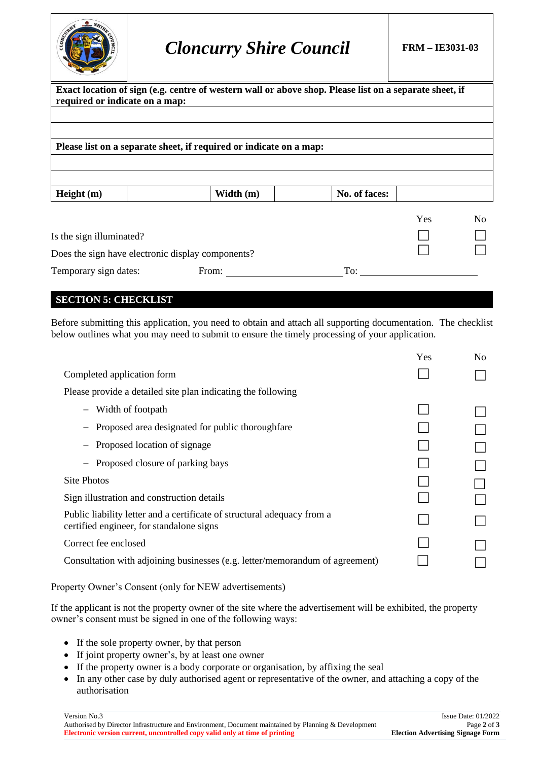| Cloncurry Shire Council | FRM – IE3031-03 |
|---|---|

**Exact location of sign (e.g. centre of western wall or above shop. Please list on a separate sheet, if required or indicate on a map:**

**Please list on a separate sheet, if required or indicate on a map:**

| **Height (m)** | | **Width (m)** | | **No. of faces:** | |
|---|---|---|---|---|---|

| | Yes | No |
|---|---|---|
| Is the sign illuminated? | ☐ | ☐ |
| Does the sign have electronic display components? | ☐ | ☐ |

Temporary sign dates: From: ____________________ To: ____________________

## SECTION 5: CHECKLIST

Before submitting this application, you need to obtain and attach all supporting documentation. The checklist below outlines what you may need to submit to ensure the timely processing of your application.

| | Yes | No |
|---|---|---|
| Completed application form | ☐ | ☐ |
| Please provide a detailed site plan indicating the following | | |
| – Width of footpath | ☐ | ☐ |
| – Proposed area designated for public thoroughfare | ☐ | ☐ |
| – Proposed location of signage | ☐ | ☐ |
| – Proposed closure of parking bays | ☐ | ☐ |
| Site Photos | ☐ | ☐ |
| Sign illustration and construction details | ☐ | ☐ |
| Public liability letter and a certificate of structural adequacy from a certified engineer, for standalone signs | ☐ | ☐ |
| Correct fee enclosed | ☐ | ☐ |
| Consultation with adjoining businesses (e.g. letter/memorandum of agreement) | ☐ | ☐ |

Property Owner's Consent (only for NEW advertisements)

If the applicant is not the property owner of the site where the advertisement will be exhibited, the property owner's consent must be signed in one of the following ways:

- If the sole property owner, by that person
- If joint property owner's, by at least one owner
- If the property owner is a body corporate or organisation, by affixing the seal
- In any other case by duly authorised agent or representative of the owner, and attaching a copy of the authorisation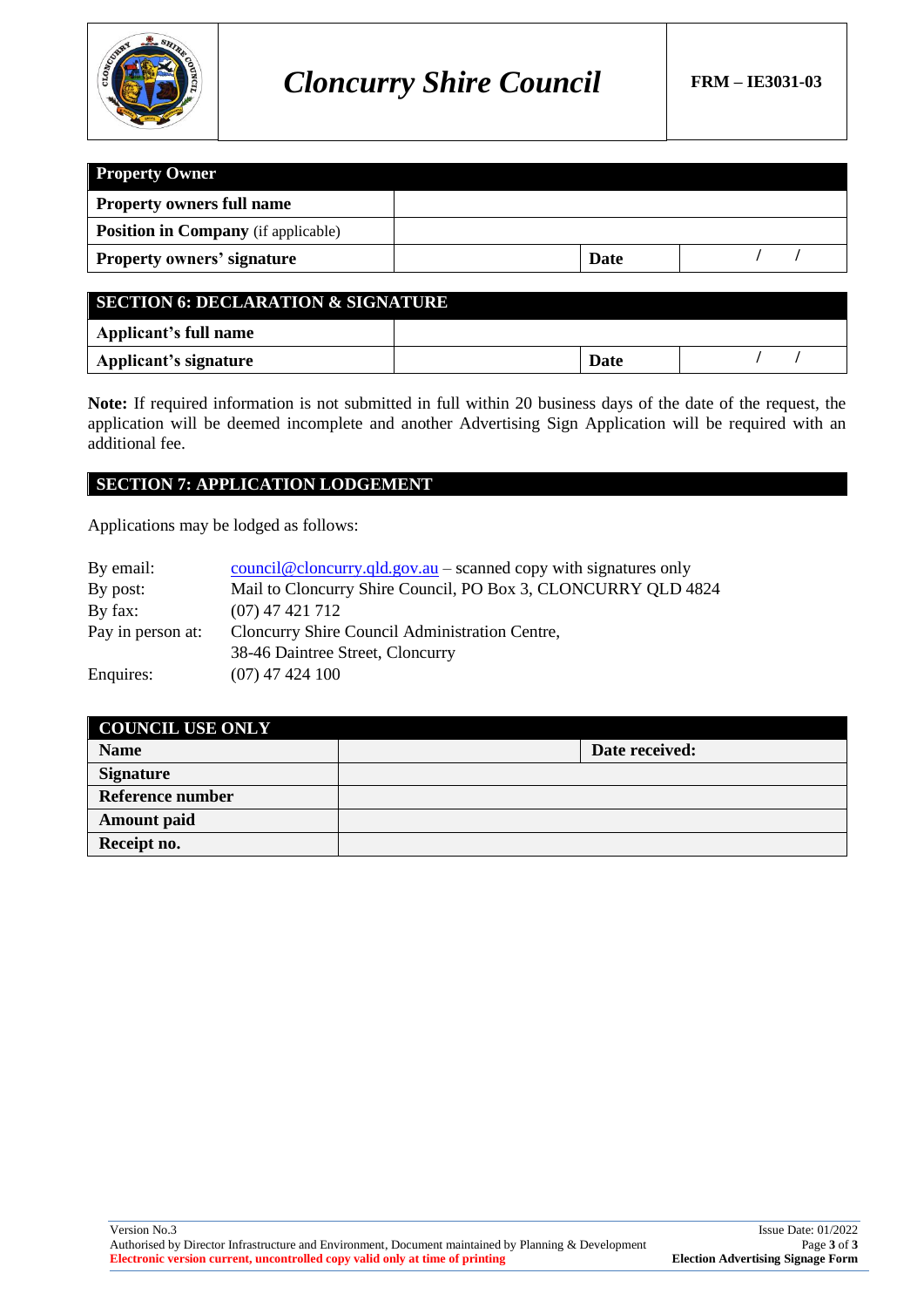| Cloncurry Shire Council | FRM – IE3031-03 |
|---|---|

| Property Owner | | | |
|---|---|---|---|
| **Property owners full name** | | | |
| **Position in Company** (if applicable) | | | |
| **Property owners' signature** | | **Date** | / / |

| SECTION 6: DECLARATION & SIGNATURE | | | |
|---|---|---|---|
| **Applicant's full name** | | | |
| **Applicant's signature** | | **Date** | / / |

**Note:** If required information is not submitted in full within 20 business days of the date of the request, the application will be deemed incomplete and another Advertising Sign Application will be required with an additional fee.

## SECTION 7: APPLICATION LODGEMENT

Applications may be lodged as follows:

| | |
|---|---|
| By email: | council@cloncurry.qld.gov.au – scanned copy with signatures only |
| By post: | Mail to Cloncurry Shire Council, PO Box 3, CLONCURRY QLD 4824 |
| By fax: | (07) 47 421 712 |
| Pay in person at: | Cloncurry Shire Council Administration Centre, 38-46 Daintree Street, Cloncurry |
| Enquires: | (07) 47 424 100 |

| COUNCIL USE ONLY | | |
|---|---|---|
| **Name** | | **Date received:** |
| **Signature** | | |
| **Reference number** | | |
| **Amount paid** | | |
| **Receipt no.** | | |